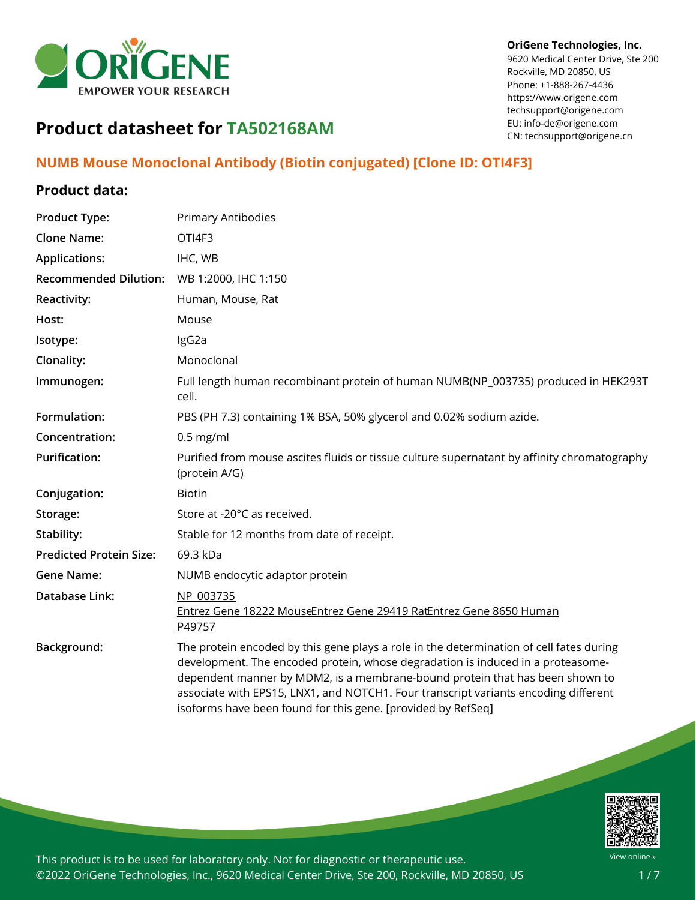OriGene Technologies, Inc.
9620 Medical Center Drive, Ste 200
Rockville, MD 20850, US
Phone: +1-888-267-4436
https://www.origene.com
techsupport@origene.com
EU: info-de@origene.com
CN: techsupport@origene.cn

# Product datasheet for TA502168AM

## NUMB Mouse Monoclonal Antibody (Biotin conjugated) [Clone ID: OTI4F3]

### Product data:

| | |
|---|---|
| **Product Type:** | Primary Antibodies |
| **Clone Name:** | OTI4F3 |
| **Applications:** | IHC, WB |
| **Recommended Dilution:** | WB 1:2000, IHC 1:150 |
| **Reactivity:** | Human, Mouse, Rat |
| **Host:** | Mouse |
| **Isotype:** | IgG2a |
| **Clonality:** | Monoclonal |
| **Immunogen:** | Full length human recombinant protein of human NUMB(NP_003735) produced in HEK293T cell. |
| **Formulation:** | PBS (PH 7.3) containing 1% BSA, 50% glycerol and 0.02% sodium azide. |
| **Concentration:** | 0.5 mg/ml |
| **Purification:** | Purified from mouse ascites fluids or tissue culture supernatant by affinity chromatography (protein A/G) |
| **Conjugation:** | Biotin |
| **Storage:** | Store at -20°C as received. |
| **Stability:** | Stable for 12 months from date of receipt. |
| **Predicted Protein Size:** | 69.3 kDa |
| **Gene Name:** | NUMB endocytic adaptor protein |
| **Database Link:** | NP_003735<br>Entrez Gene 18222 MouseEntrez Gene 29419 RatEntrez Gene 8650 Human<br>P49757 |
| **Background:** | The protein encoded by this gene plays a role in the determination of cell fates during development. The encoded protein, whose degradation is induced in a proteasome-dependent manner by MDM2, is a membrane-bound protein that has been shown to associate with EPS15, LNX1, and NOTCH1. Four transcript variants encoding different isoforms have been found for this gene. [provided by RefSeq] |

This product is to be used for laboratory only. Not for diagnostic or therapeutic use.
©2022 OriGene Technologies, Inc., 9620 Medical Center Drive, Ste 200, Rockville, MD 20850, US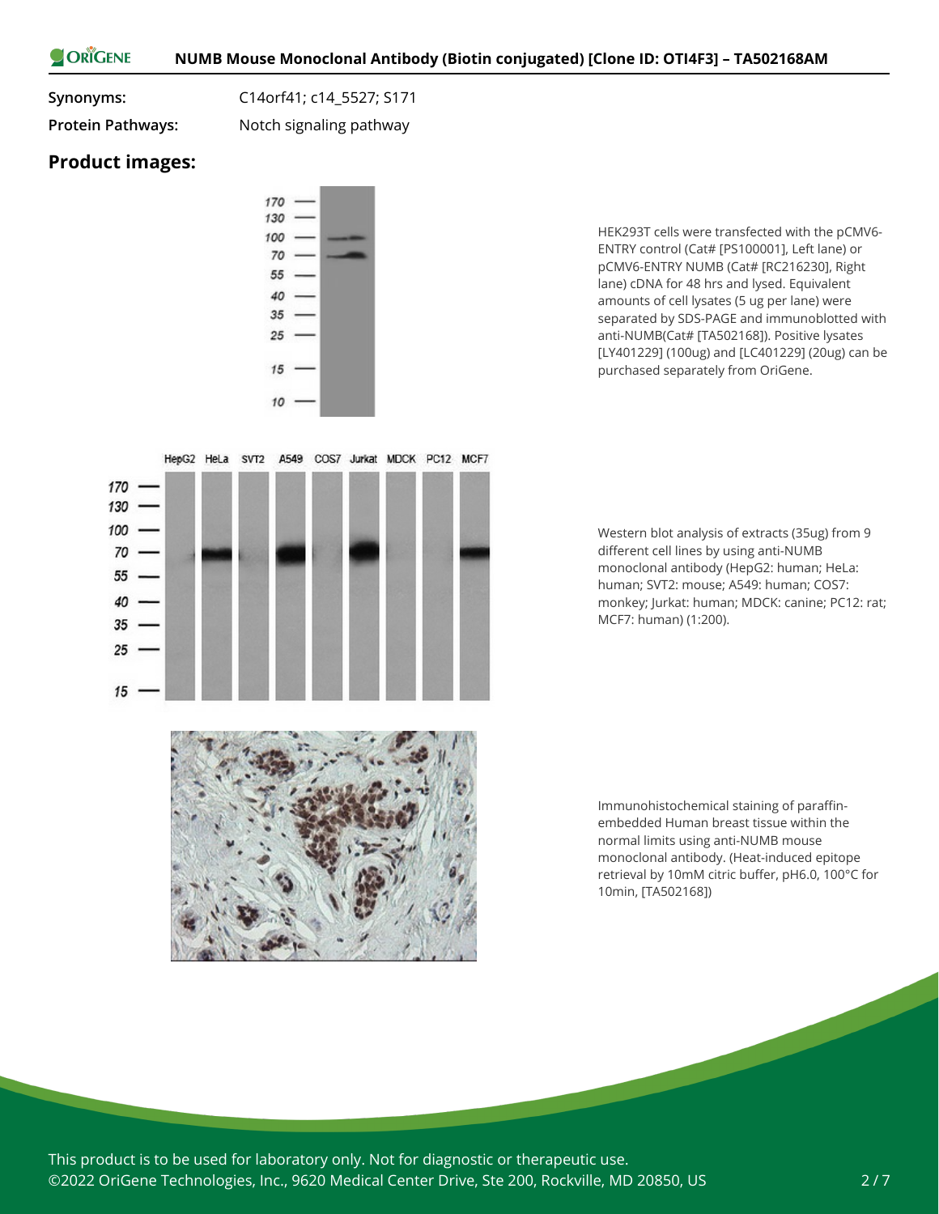**Synonyms:** C14orf41; c14_5527; S171

**Protein Pathways:** Notch signaling pathway

## Product images:

HEK293T cells were transfected with the pCMV6-ENTRY control (Cat# [PS100001], Left lane) or pCMV6-ENTRY NUMB (Cat# [RC216230], Right lane) cDNA for 48 hrs and lysed. Equivalent amounts of cell lysates (5 ug per lane) were separated by SDS-PAGE and immunoblotted with anti-NUMB(Cat# [TA502168]). Positive lysates [LY401229] (100ug) and [LC401229] (20ug) can be purchased separately from OriGene.

Western blot analysis of extracts (35ug) from 9 different cell lines by using anti-NUMB monoclonal antibody (HepG2: human; HeLa: human; SVT2: mouse; A549: human; COS7: monkey; Jurkat: human; MDCK: canine; PC12: rat; MCF7: human) (1:200).

Immunohistochemical staining of paraffin-embedded Human breast tissue within the normal limits using anti-NUMB mouse monoclonal antibody. (Heat-induced epitope retrieval by 10mM citric buffer, pH6.0, 100°C for 10min, [TA502168])

This product is to be used for laboratory only. Not for diagnostic or therapeutic use.
©2022 OriGene Technologies, Inc., 9620 Medical Center Drive, Ste 200, Rockville, MD 20850, US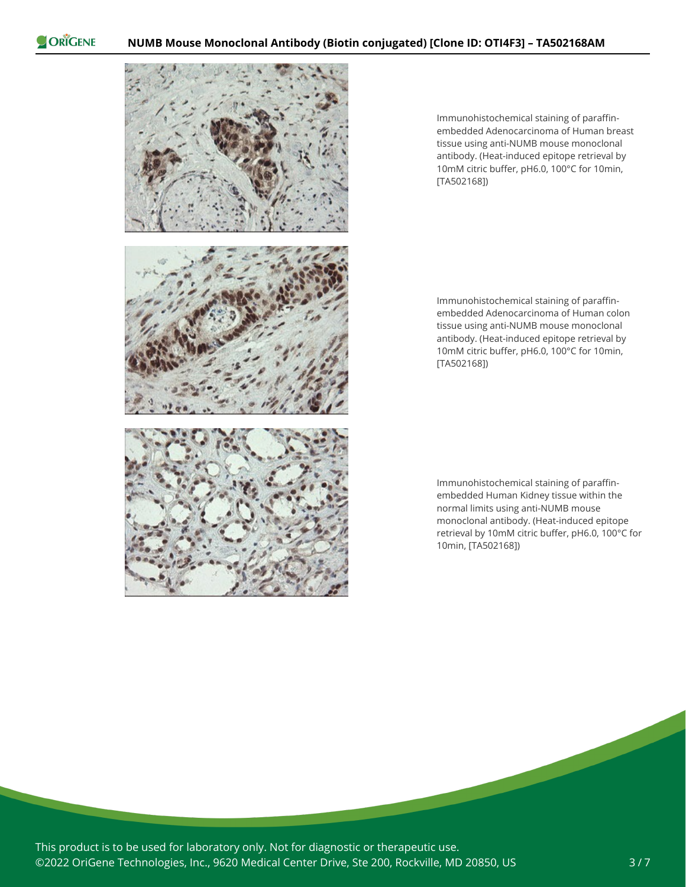Immunohistochemical staining of paraffin-embedded Adenocarcinoma of Human breast tissue using anti-NUMB mouse monoclonal antibody. (Heat-induced epitope retrieval by 10mM citric buffer, pH6.0, 100°C for 10min, [TA502168])

Immunohistochemical staining of paraffin-embedded Adenocarcinoma of Human colon tissue using anti-NUMB mouse monoclonal antibody. (Heat-induced epitope retrieval by 10mM citric buffer, pH6.0, 100°C for 10min, [TA502168])

Immunohistochemical staining of paraffin-embedded Human Kidney tissue within the normal limits using anti-NUMB mouse monoclonal antibody. (Heat-induced epitope retrieval by 10mM citric buffer, pH6.0, 100°C for 10min, [TA502168])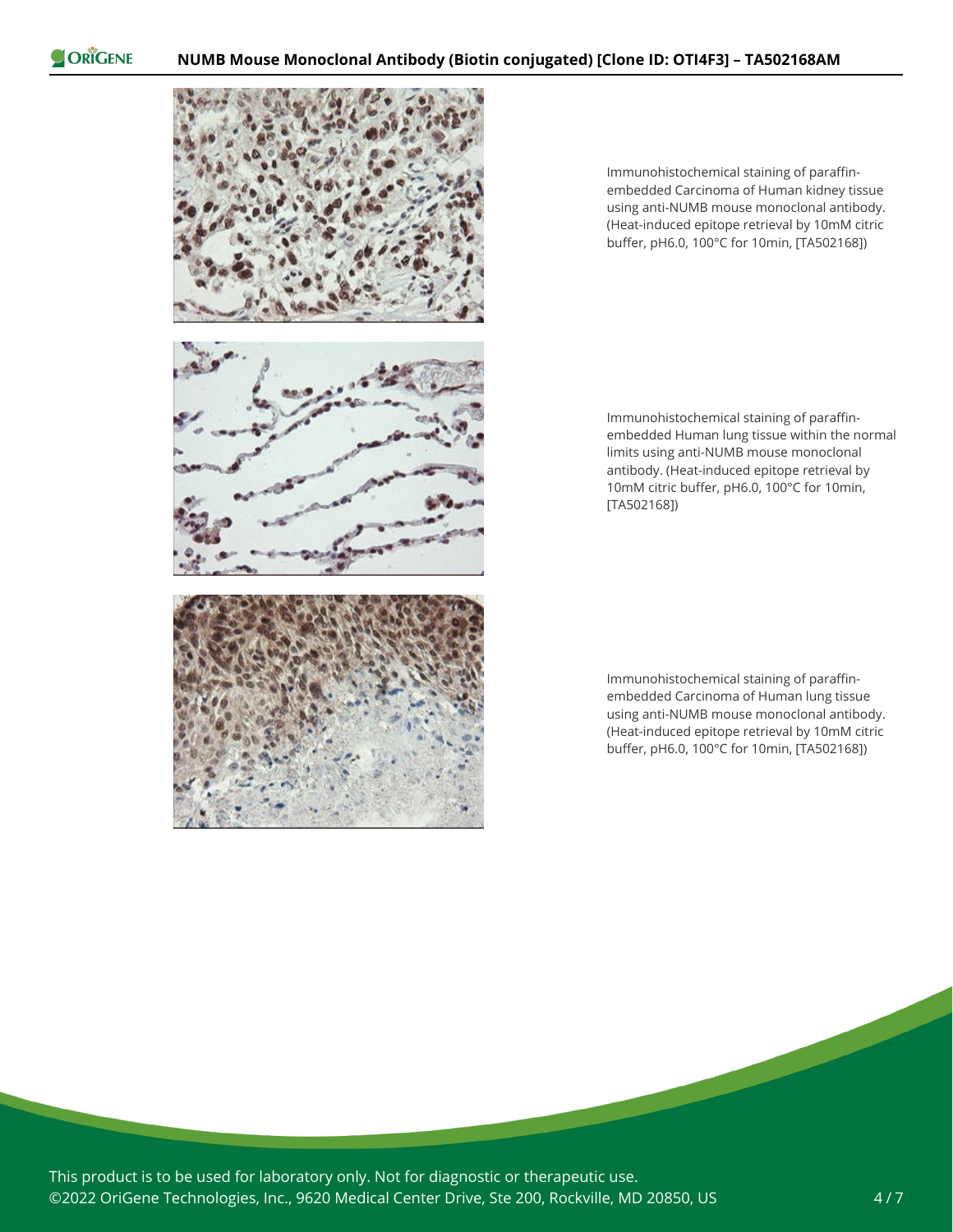Immunohistochemical staining of paraffin-embedded Carcinoma of Human kidney tissue using anti-NUMB mouse monoclonal antibody. (Heat-induced epitope retrieval by 10mM citric buffer, pH6.0, 100°C for 10min, [TA502168])

Immunohistochemical staining of paraffin-embedded Human lung tissue within the normal limits using anti-NUMB mouse monoclonal antibody. (Heat-induced epitope retrieval by 10mM citric buffer, pH6.0, 100°C for 10min, [TA502168])

Immunohistochemical staining of paraffin-embedded Carcinoma of Human lung tissue using anti-NUMB mouse monoclonal antibody. (Heat-induced epitope retrieval by 10mM citric buffer, pH6.0, 100°C for 10min, [TA502168])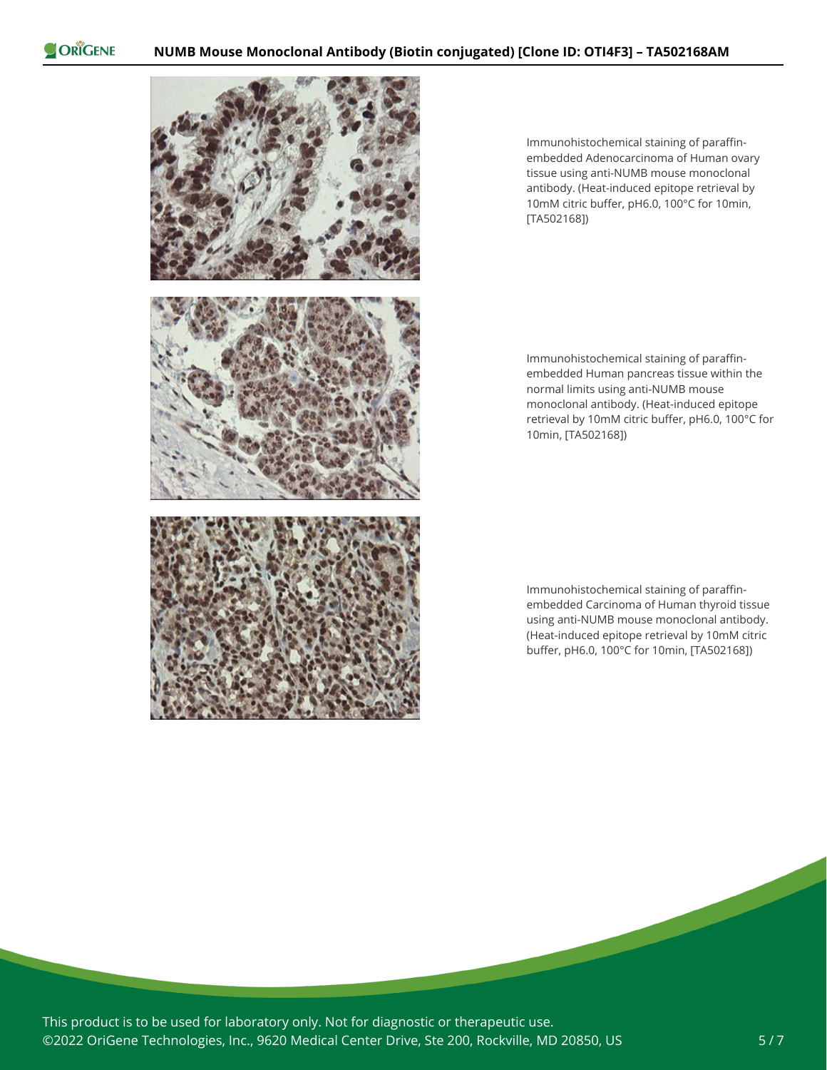Immunohistochemical staining of paraffin-embedded Adenocarcinoma of Human ovary tissue using anti-NUMB mouse monoclonal antibody. (Heat-induced epitope retrieval by 10mM citric buffer, pH6.0, 100°C for 10min, [TA502168])

Immunohistochemical staining of paraffin-embedded Human pancreas tissue within the normal limits using anti-NUMB mouse monoclonal antibody. (Heat-induced epitope retrieval by 10mM citric buffer, pH6.0, 100°C for 10min, [TA502168])

Immunohistochemical staining of paraffin-embedded Carcinoma of Human thyroid tissue using anti-NUMB mouse monoclonal antibody. (Heat-induced epitope retrieval by 10mM citric buffer, pH6.0, 100°C for 10min, [TA502168])

This product is to be used for laboratory only. Not for diagnostic or therapeutic use.
©2022 OriGene Technologies, Inc., 9620 Medical Center Drive, Ste 200, Rockville, MD 20850, US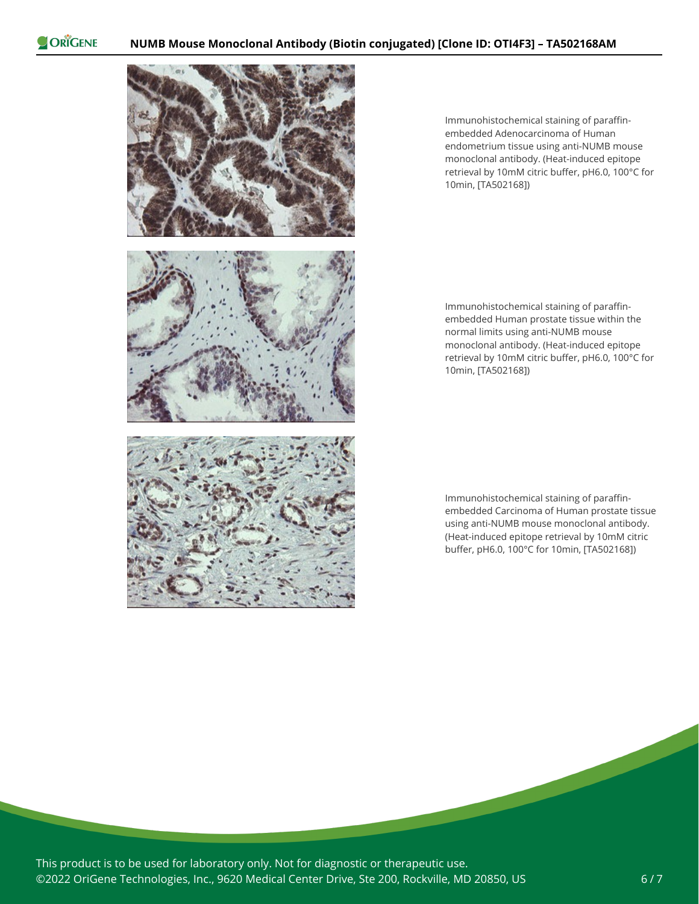Immunohistochemical staining of paraffin-embedded Adenocarcinoma of Human endometrium tissue using anti-NUMB mouse monoclonal antibody. (Heat-induced epitope retrieval by 10mM citric buffer, pH6.0, 100°C for 10min, [TA502168])

Immunohistochemical staining of paraffin-embedded Human prostate tissue within the normal limits using anti-NUMB mouse monoclonal antibody. (Heat-induced epitope retrieval by 10mM citric buffer, pH6.0, 100°C for 10min, [TA502168])

Immunohistochemical staining of paraffin-embedded Carcinoma of Human prostate tissue using anti-NUMB mouse monoclonal antibody. (Heat-induced epitope retrieval by 10mM citric buffer, pH6.0, 100°C for 10min, [TA502168])

This product is to be used for laboratory only. Not for diagnostic or therapeutic use.
©2022 OriGene Technologies, Inc., 9620 Medical Center Drive, Ste 200, Rockville, MD 20850, US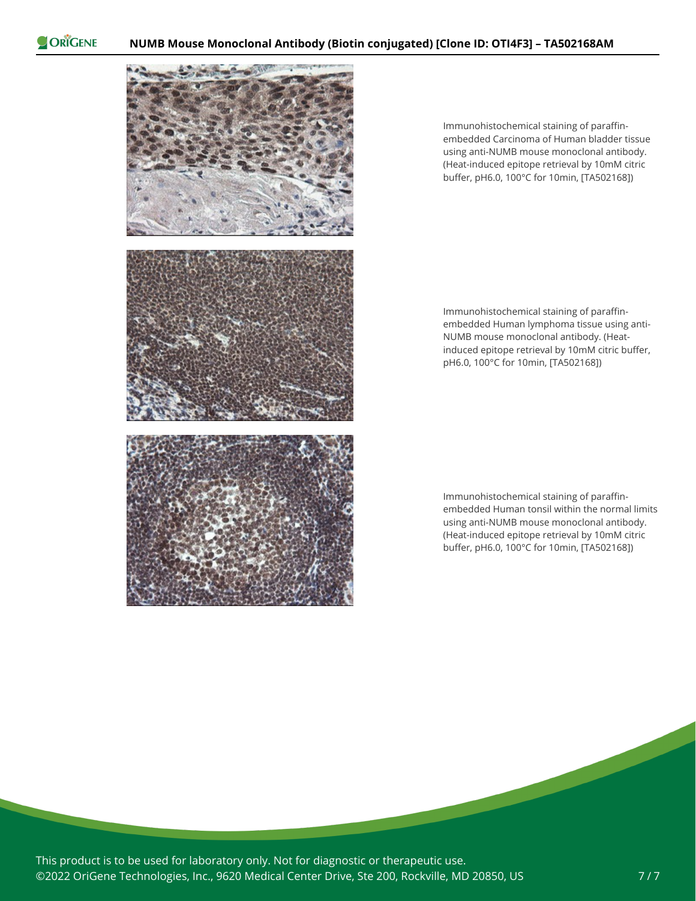Immunohistochemical staining of paraffin-embedded Carcinoma of Human bladder tissue using anti-NUMB mouse monoclonal antibody. (Heat-induced epitope retrieval by 10mM citric buffer, pH6.0, 100°C for 10min, [TA502168])

Immunohistochemical staining of paraffin-embedded Human lymphoma tissue using anti-NUMB mouse monoclonal antibody. (Heat-induced epitope retrieval by 10mM citric buffer, pH6.0, 100°C for 10min, [TA502168])

Immunohistochemical staining of paraffin-embedded Human tonsil within the normal limits using anti-NUMB mouse monoclonal antibody. (Heat-induced epitope retrieval by 10mM citric buffer, pH6.0, 100°C for 10min, [TA502168])